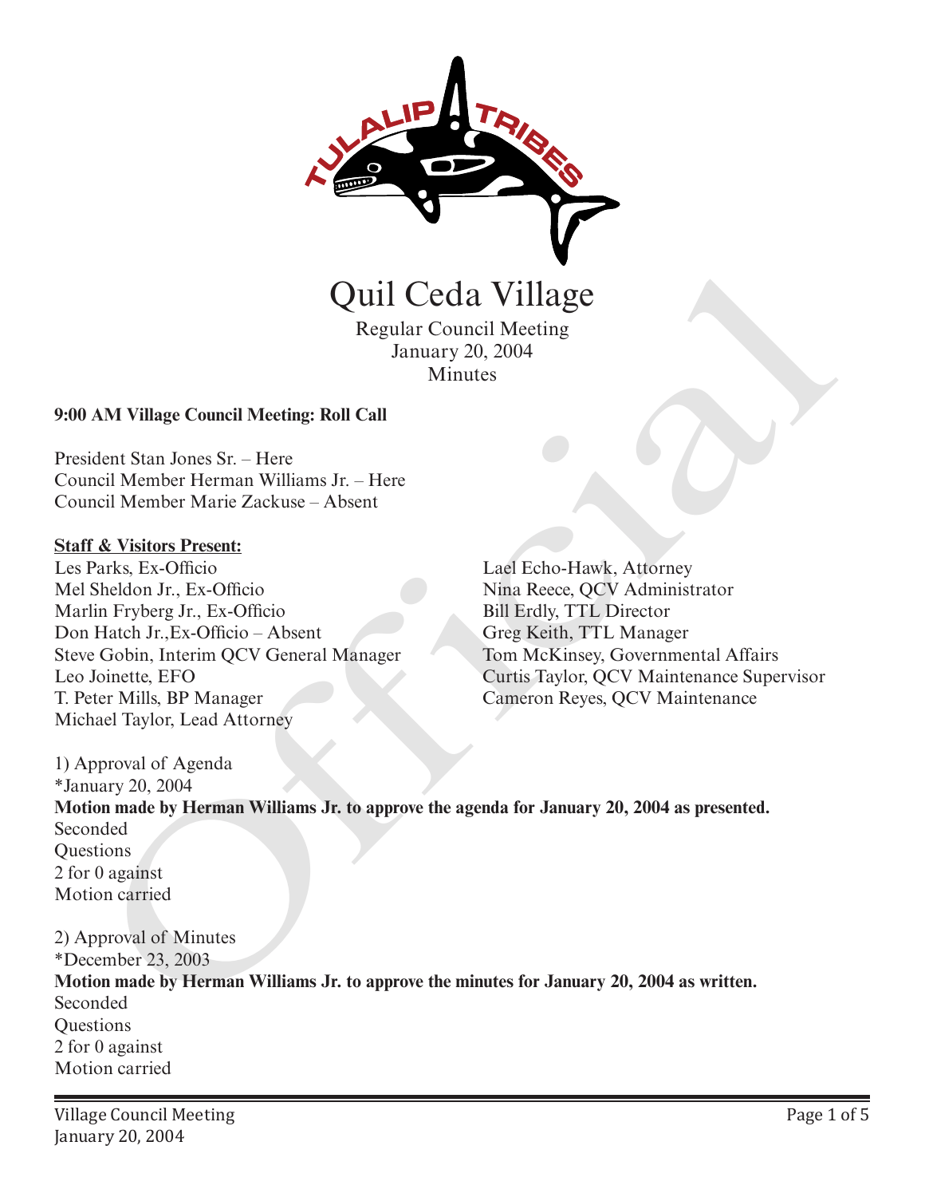# Quil Ceda Village

Regular Council Meeting
January 20, 2004
Minutes

**9:00 AM Village Council Meeting: Roll Call**

President Stan Jones Sr. – Here
Council Member Herman Williams Jr. – Here
Council Member Marie Zackuse – Absent

**Staff & Visitors Present:**

Les Parks, Ex-Officio
Mel Sheldon Jr., Ex-Officio
Marlin Fryberg Jr., Ex-Officio
Don Hatch Jr.,Ex-Officio – Absent
Steve Gobin, Interim QCV General Manager
Leo Joinette, EFO
T. Peter Mills, BP Manager
Michael Taylor, Lead Attorney
Lael Echo-Hawk, Attorney
Nina Reece, QCV Administrator
Bill Erdly, TTL Director
Greg Keith, TTL Manager
Tom McKinsey, Governmental Affairs
Curtis Taylor, QCV Maintenance Supervisor
Cameron Reyes, QCV Maintenance

1) Approval of Agenda
*January 20, 2004
**Motion made by Herman Williams Jr. to approve the agenda for January 20, 2004 as presented.**
Seconded
Questions
2 for 0 against
Motion carried

2) Approval of Minutes
*December 23, 2003
**Motion made by Herman Williams Jr. to approve the minutes for January 20, 2004 as written.**
Seconded
Questions
2 for 0 against
Motion carried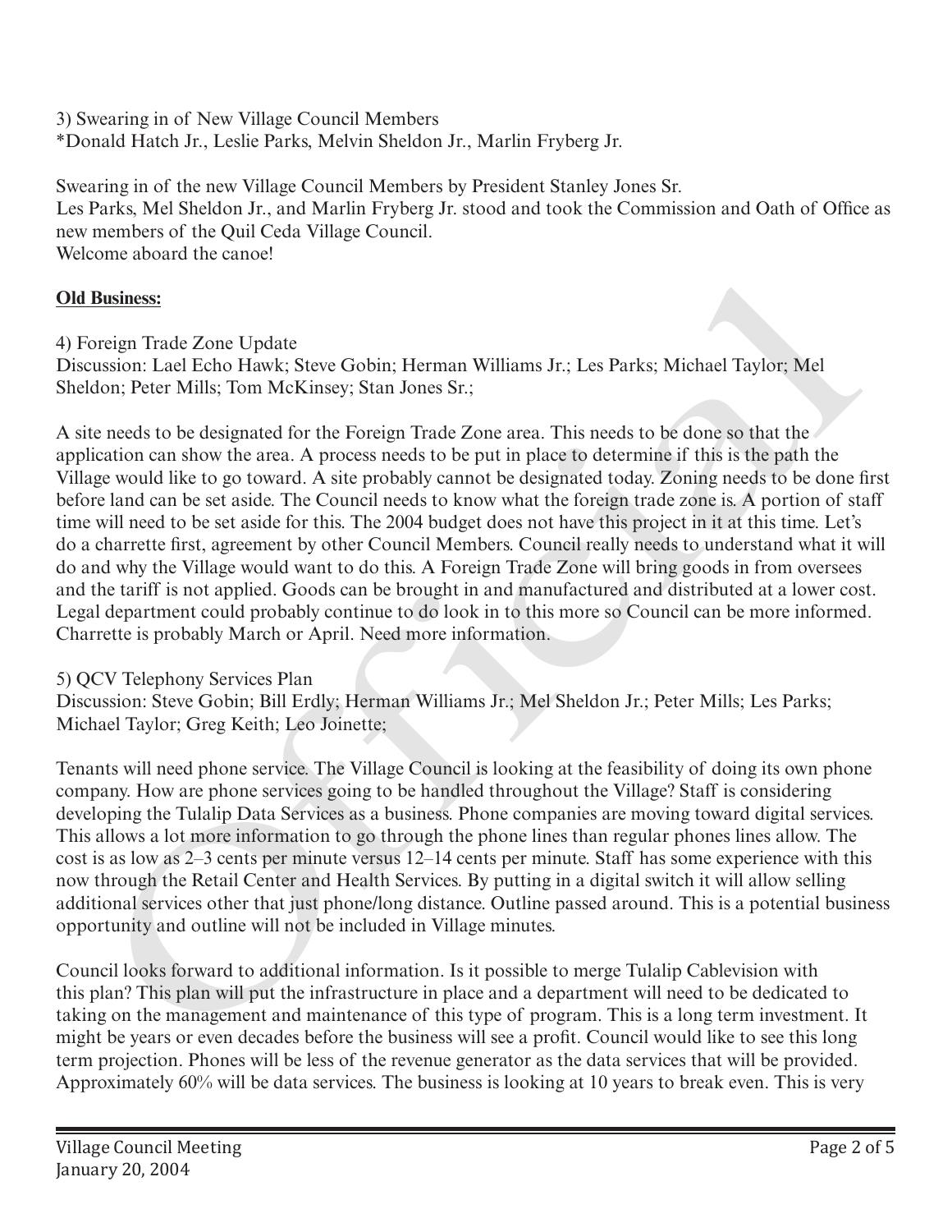3) Swearing in of New Village Council Members
*Donald Hatch Jr., Leslie Parks, Melvin Sheldon Jr., Marlin Fryberg Jr.

Swearing in of the new Village Council Members by President Stanley Jones Sr.
Les Parks, Mel Sheldon Jr., and Marlin Fryberg Jr. stood and took the Commission and Oath of Office as new members of the Quil Ceda Village Council.
Welcome aboard the canoe!

**Old Business:**

4) Foreign Trade Zone Update
Discussion: Lael Echo Hawk; Steve Gobin; Herman Williams Jr.; Les Parks; Michael Taylor; Mel Sheldon; Peter Mills; Tom McKinsey; Stan Jones Sr.;

A site needs to be designated for the Foreign Trade Zone area. This needs to be done so that the application can show the area. A process needs to be put in place to determine if this is the path the Village would like to go toward. A site probably cannot be designated today. Zoning needs to be done first before land can be set aside. The Council needs to know what the foreign trade zone is. A portion of staff time will need to be set aside for this. The 2004 budget does not have this project in it at this time. Let's do a charrette first, agreement by other Council Members. Council really needs to understand what it will do and why the Village would want to do this. A Foreign Trade Zone will bring goods in from oversees and the tariff is not applied. Goods can be brought in and manufactured and distributed at a lower cost. Legal department could probably continue to do look in to this more so Council can be more informed. Charrette is probably March or April. Need more information.

5) QCV Telephony Services Plan
Discussion: Steve Gobin; Bill Erdly; Herman Williams Jr.; Mel Sheldon Jr.; Peter Mills; Les Parks; Michael Taylor; Greg Keith; Leo Joinette;

Tenants will need phone service. The Village Council is looking at the feasibility of doing its own phone company. How are phone services going to be handled throughout the Village? Staff is considering developing the Tulalip Data Services as a business. Phone companies are moving toward digital services. This allows a lot more information to go through the phone lines than regular phones lines allow. The cost is as low as 2–3 cents per minute versus 12–14 cents per minute. Staff has some experience with this now through the Retail Center and Health Services. By putting in a digital switch it will allow selling additional services other that just phone/long distance. Outline passed around. This is a potential business opportunity and outline will not be included in Village minutes.

Council looks forward to additional information. Is it possible to merge Tulalip Cablevision with this plan? This plan will put the infrastructure in place and a department will need to be dedicated to taking on the management and maintenance of this type of program. This is a long term investment. It might be years or even decades before the business will see a profit. Council would like to see this long term projection. Phones will be less of the revenue generator as the data services that will be provided. Approximately 60% will be data services. The business is looking at 10 years to break even. This is very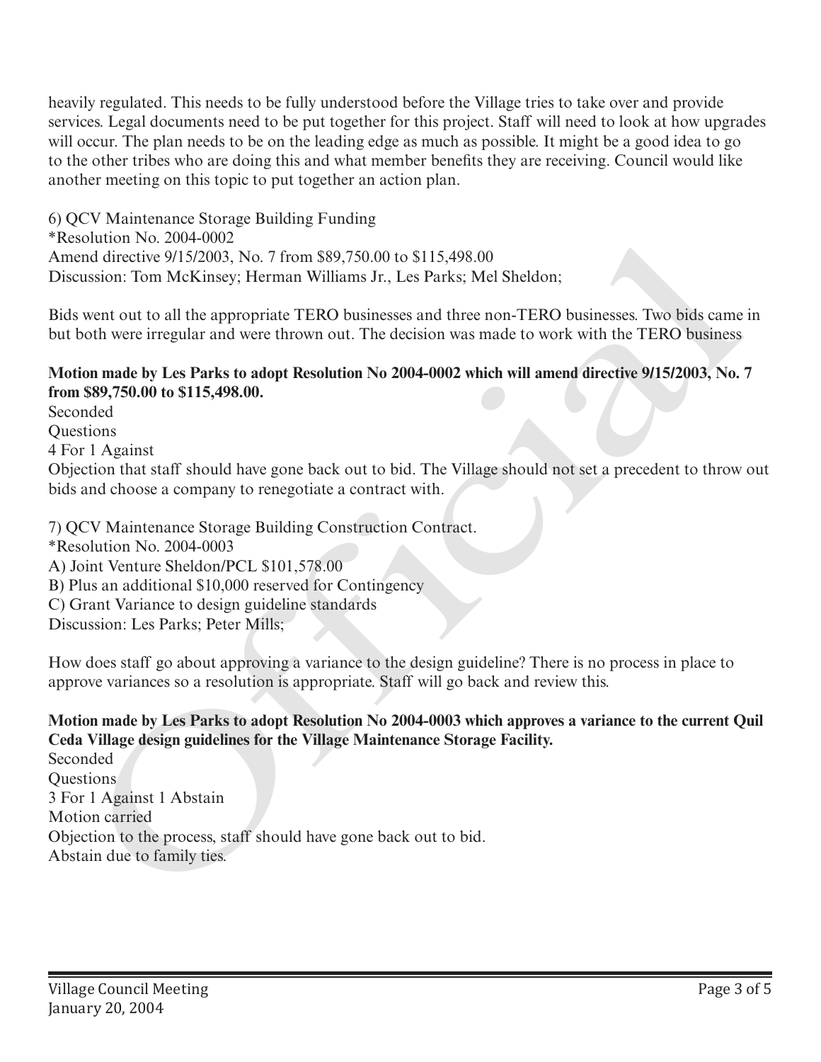heavily regulated. This needs to be fully understood before the Village tries to take over and provide services. Legal documents need to be put together for this project. Staff will need to look at how upgrades will occur. The plan needs to be on the leading edge as much as possible. It might be a good idea to go to the other tribes who are doing this and what member benefits they are receiving. Council would like another meeting on this topic to put together an action plan.

6) QCV Maintenance Storage Building Funding
*Resolution No. 2004-0002
Amend directive 9/15/2003, No. 7 from $89,750.00 to $115,498.00
Discussion: Tom McKinsey; Herman Williams Jr., Les Parks; Mel Sheldon;

Bids went out to all the appropriate TERO businesses and three non-TERO businesses. Two bids came in but both were irregular and were thrown out. The decision was made to work with the TERO business

**Motion made by Les Parks to adopt Resolution No 2004-0002 which will amend directive 9/15/2003, No. 7 from $89,750.00 to $115,498.00.**
Seconded
Questions
4 For 1 Against
Objection that staff should have gone back out to bid. The Village should not set a precedent to throw out bids and choose a company to renegotiate a contract with.

7) QCV Maintenance Storage Building Construction Contract.
*Resolution No. 2004-0003
A) Joint Venture Sheldon/PCL $101,578.00
B) Plus an additional $10,000 reserved for Contingency
C) Grant Variance to design guideline standards
Discussion: Les Parks; Peter Mills;

How does staff go about approving a variance to the design guideline? There is no process in place to approve variances so a resolution is appropriate. Staff will go back and review this.

**Motion made by Les Parks to adopt Resolution No 2004-0003 which approves a variance to the current Quil Ceda Village design guidelines for the Village Maintenance Storage Facility.**
Seconded
Questions
3 For 1 Against 1 Abstain
Motion carried
Objection to the process, staff should have gone back out to bid.
Abstain due to family ties.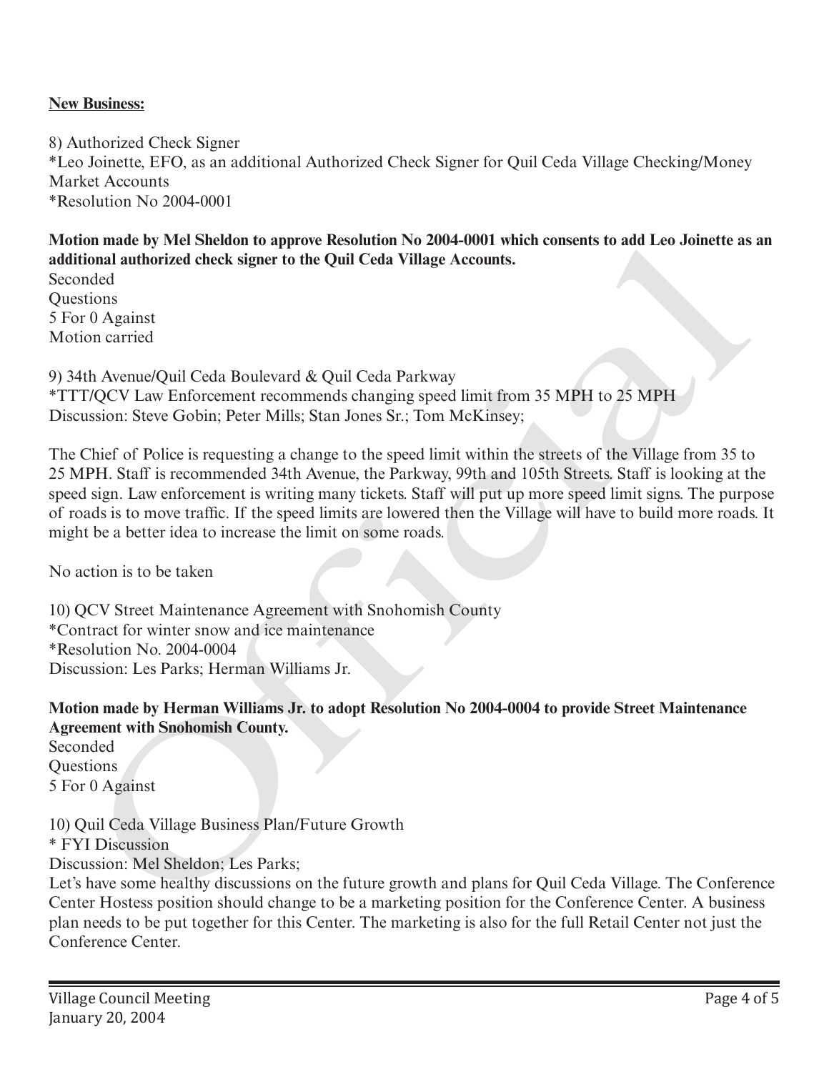**New Business:**

8) Authorized Check Signer
*Leo Joinette, EFO, as an additional Authorized Check Signer for Quil Ceda Village Checking/Money Market Accounts
*Resolution No 2004-0001

**Motion made by Mel Sheldon to approve Resolution No 2004-0001 which consents to add Leo Joinette as an additional authorized check signer to the Quil Ceda Village Accounts.**
Seconded
Questions
5 For 0 Against
Motion carried

9) 34th Avenue/Quil Ceda Boulevard & Quil Ceda Parkway
*TTT/QCV Law Enforcement recommends changing speed limit from 35 MPH to 25 MPH
Discussion: Steve Gobin; Peter Mills; Stan Jones Sr.; Tom McKinsey;

The Chief of Police is requesting a change to the speed limit within the streets of the Village from 35 to 25 MPH. Staff is recommended 34th Avenue, the Parkway, 99th and 105th Streets. Staff is looking at the speed sign. Law enforcement is writing many tickets. Staff will put up more speed limit signs. The purpose of roads is to move traffic. If the speed limits are lowered then the Village will have to build more roads. It might be a better idea to increase the limit on some roads.

No action is to be taken

10) QCV Street Maintenance Agreement with Snohomish County
*Contract for winter snow and ice maintenance
*Resolution No. 2004-0004
Discussion: Les Parks; Herman Williams Jr.

**Motion made by Herman Williams Jr. to adopt Resolution No 2004-0004 to provide Street Maintenance Agreement with Snohomish County.**
Seconded
Questions
5 For 0 Against

10) Quil Ceda Village Business Plan/Future Growth
* FYI Discussion
Discussion: Mel Sheldon; Les Parks;
Let's have some healthy discussions on the future growth and plans for Quil Ceda Village. The Conference Center Hostess position should change to be a marketing position for the Conference Center. A business plan needs to be put together for this Center. The marketing is also for the full Retail Center not just the Conference Center.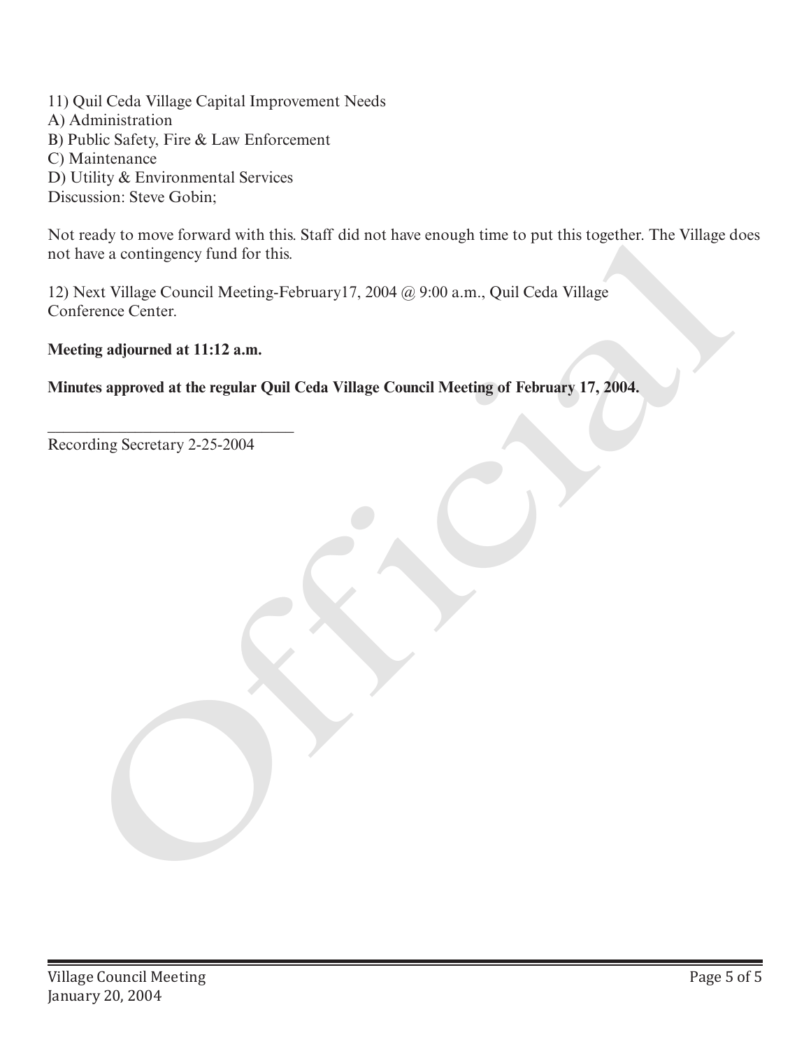11) Quil Ceda Village Capital Improvement Needs
A) Administration
B) Public Safety, Fire & Law Enforcement
C) Maintenance
D) Utility & Environmental Services
Discussion: Steve Gobin;

Not ready to move forward with this. Staff did not have enough time to put this together. The Village does not have a contingency fund for this.

12) Next Village Council Meeting-February17, 2004 @ 9:00 a.m., Quil Ceda Village Conference Center.

**Meeting adjourned at 11:12 a.m.**

**Minutes approved at the regular Quil Ceda Village Council Meeting of February 17, 2004.**

_______________________________
Recording Secretary 2-25-2004